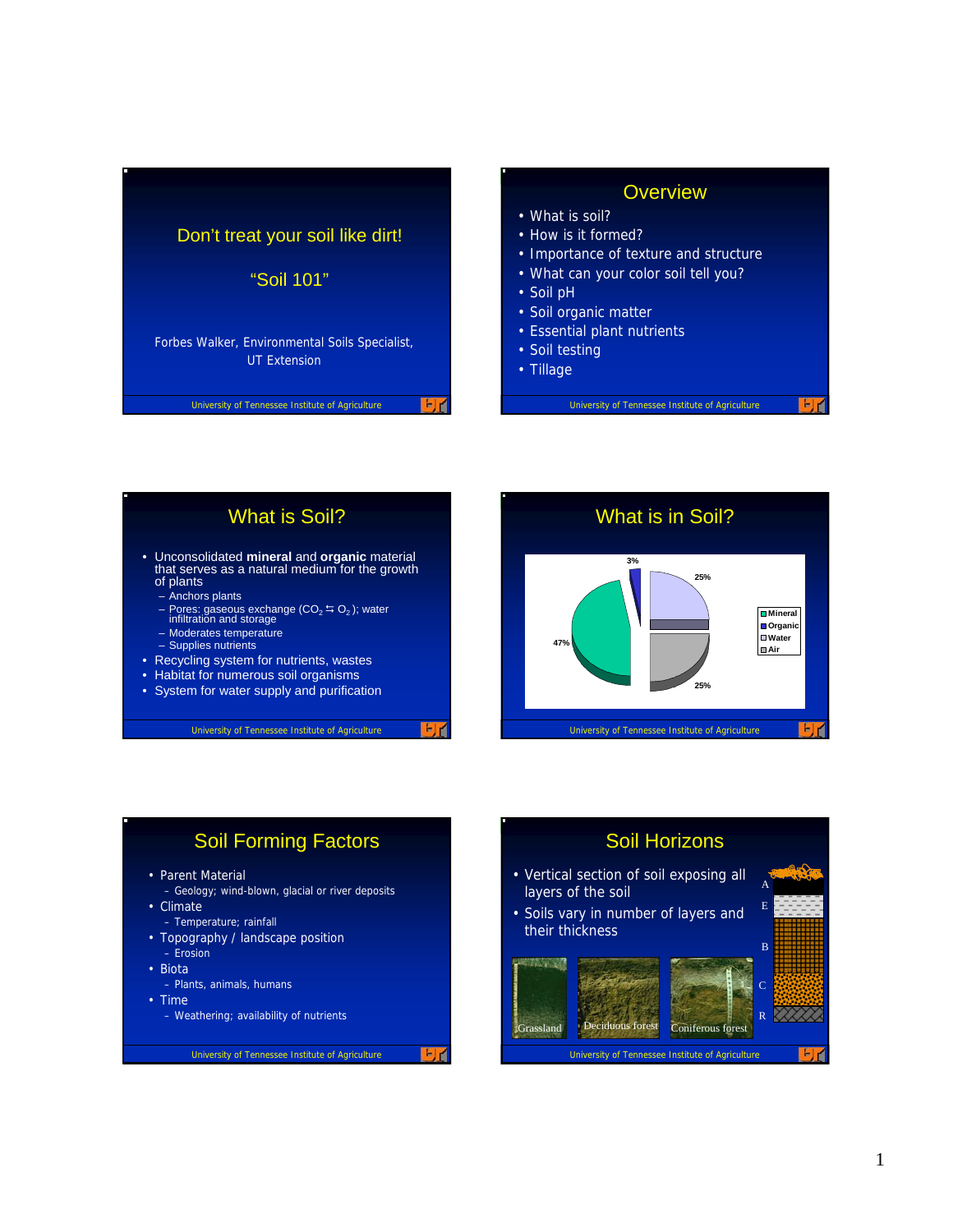# Don't treat your soil like dirt!

## "Soil 101"

Forbes Walker, Environmental Soils Specialist, UT Extension

---

## Overview

- What is soil?
- How is it formed?
- Importance of texture and structure
- What can your color soil tell you?
- Soil pH
- Soil organic matter
- Essential plant nutrients
- Soil testing
- Tillage

---

## What is Soil?

- Unconsolidated **mineral** and **organic** material that serves as a natural medium for the growth of plants
  - Anchors plants
  - Pores: gaseous exchange ($CO_2 \leftrightarrows O_2$); water infiltration and storage
  - Moderates temperature
  - Supplies nutrients
- Recycling system for nutrients, wastes
- Habitat for numerous soil organisms
- System for water supply and purification

---

## What is in Soil?

| Component | Percent |
|---|---|
| Mineral | 47% |
| Organic | 3% |
| Water | 25% |
| Air | 25% |

---

## Soil Forming Factors

- Parent Material
  - Geology; wind-blown, glacial or river deposits
- Climate
  - Temperature; rainfall
- Topography / landscape position
  - Erosion
- Biota
  - Plants, animals, humans
- Time
  - Weathering; availability of nutrients

---

## Soil Horizons

- Vertical section of soil exposing all layers of the soil
- Soils vary in number of layers and their thickness

Horizons: A, E, B, C, R

Grassland — Deciduous forest — Coniferous forest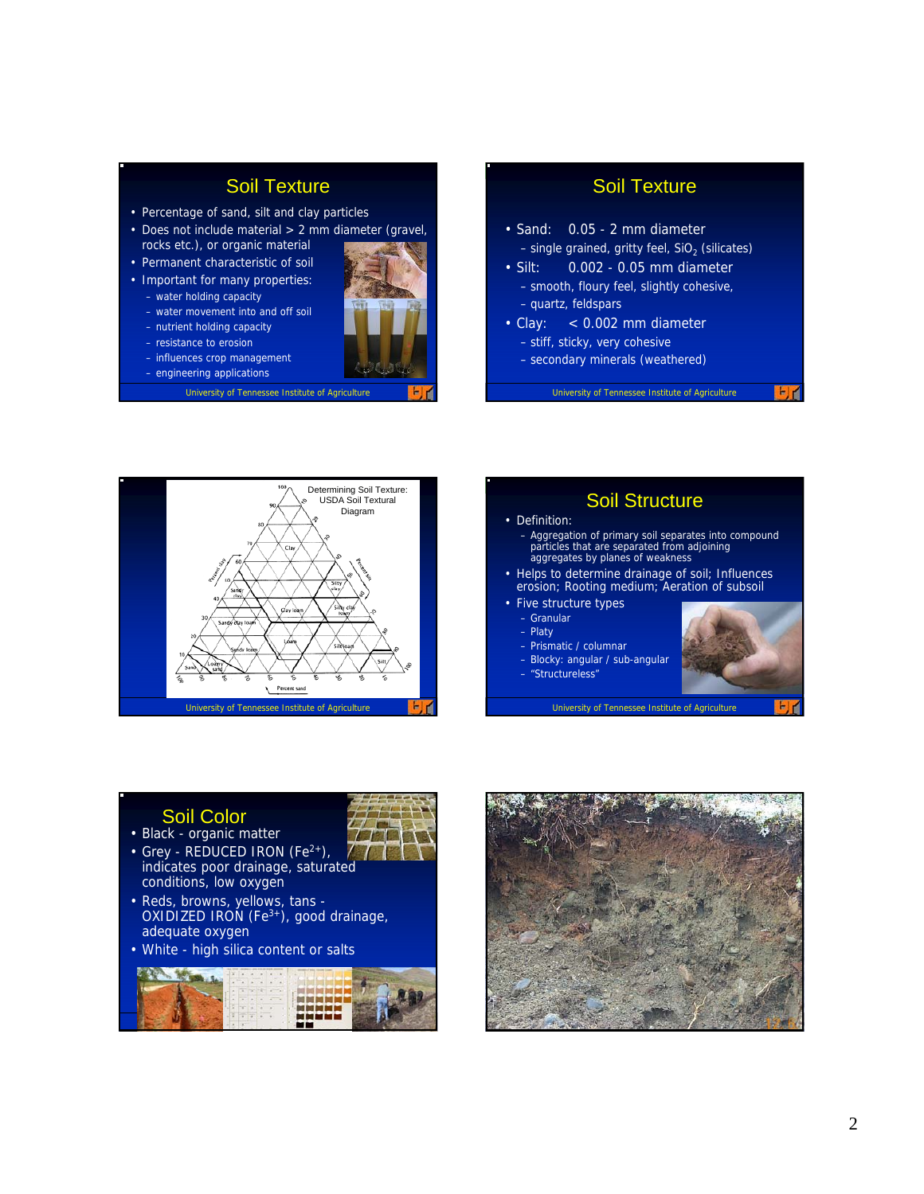## Soil Texture

- Percentage of sand, silt and clay particles
- Does not include material > 2 mm diameter (gravel, rocks etc.), or organic material
- Permanent characteristic of soil
- Important for many properties:
  - water holding capacity
  - water movement into and off soil
  - nutrient holding capacity
  - resistance to erosion
  - influences crop management
  - engineering applications

## Soil Texture

- Sand: 0.05 - 2 mm diameter
  - single grained, gritty feel, $SiO_2$ (silicates)
- Silt: 0.002 - 0.05 mm diameter
  - smooth, floury feel, slightly cohesive,
  - quartz, feldspars
- Clay: < 0.002 mm diameter
  - stiff, sticky, very cohesive
  - secondary minerals (weathered)

Determining Soil Texture: USDA Soil Textural Diagram

## Soil Structure

- Definition:
  - Aggregation of primary soil separates into compound particles that are separated from adjoining aggregates by planes of weakness
- Helps to determine drainage of soil; Influences erosion; Rooting medium; Aeration of subsoil
- Five structure types
  - Granular
  - Platy
  - Prismatic / columnar
  - Blocky: angular / sub-angular
  - "Structureless"

## Soil Color

- Black - organic matter
- Grey - REDUCED IRON ($Fe^{2+}$), indicates poor drainage, saturated conditions, low oxygen
- Reds, browns, yellows, tans - OXIDIZED IRON ($Fe^{3+}$), good drainage, adequate oxygen
- White - high silica content or salts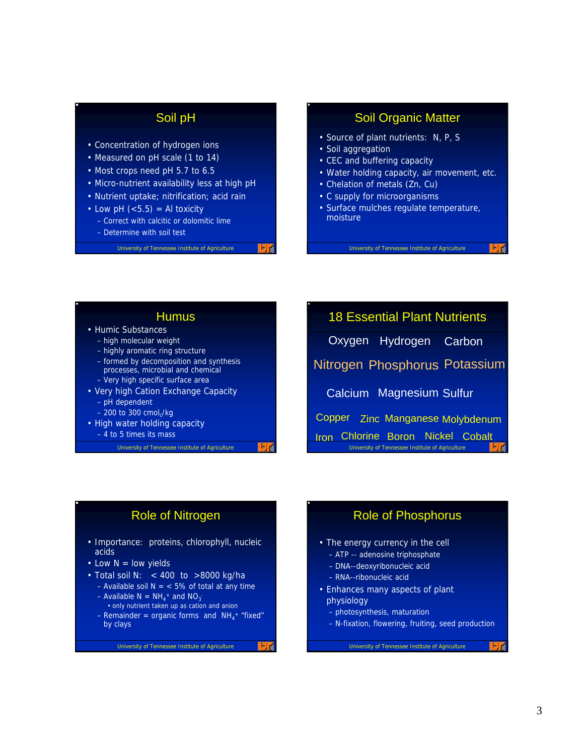## Soil pH

- Concentration of hydrogen ions
- Measured on pH scale (1 to 14)
- Most crops need pH 5.7 to 6.5
- Micro-nutrient availability less at high pH
- Nutrient uptake; nitrification; acid rain
- Low pH (<5.5) = Al toxicity
  - Correct with calcitic or dolomitic lime
  - Determine with soil test

University of Tennessee Institute of Agriculture

## Soil Organic Matter

- Source of plant nutrients: N, P, S
- Soil aggregation
- CEC and buffering capacity
- Water holding capacity, air movement, etc.
- Chelation of metals (Zn, Cu)
- C supply for microorganisms
- Surface mulches regulate temperature, moisture

University of Tennessee Institute of Agriculture

## Humus

- Humic Substances
  - high molecular weight
  - highly aromatic ring structure
  - formed by decomposition and synthesis processes, microbial and chemical
  - Very high specific surface area
- Very high Cation Exchange Capacity
  - pH dependent
  - 200 to 300 $cmol_c/kg$
- High water holding capacity
  - 4 to 5 times its mass

University of Tennessee Institute of Agriculture

## 18 Essential Plant Nutrients

Oxygen Hydrogen Carbon

Nitrogen Phosphorus Potassium

Calcium Magnesium Sulfur

Copper Zinc Manganese Molybdenum

Iron Chlorine Boron Nickel Cobalt

University of Tennessee Institute of Agriculture

## Role of Nitrogen

- Importance: proteins, chlorophyll, nucleic acids
- Low N = low yields
- Total soil N: < 400 to >8000 kg/ha
  - Available soil N = < 5% of total at any time
  - Available N = $NH_4^+$ and $NO_3^-$
    - only nutrient taken up as cation and anion
  - Remainder = organic forms and $NH_4^+$ "fixed" by clays

University of Tennessee Institute of Agriculture

## Role of Phosphorus

- The energy currency in the cell
  - ATP -- adenosine triphosphate
  - DNA--deoxyribonucleic acid
  - RNA--ribonucleic acid
- Enhances many aspects of plant physiology
  - photosynthesis, maturation
  - N-fixation, flowering, fruiting, seed production

University of Tennessee Institute of Agriculture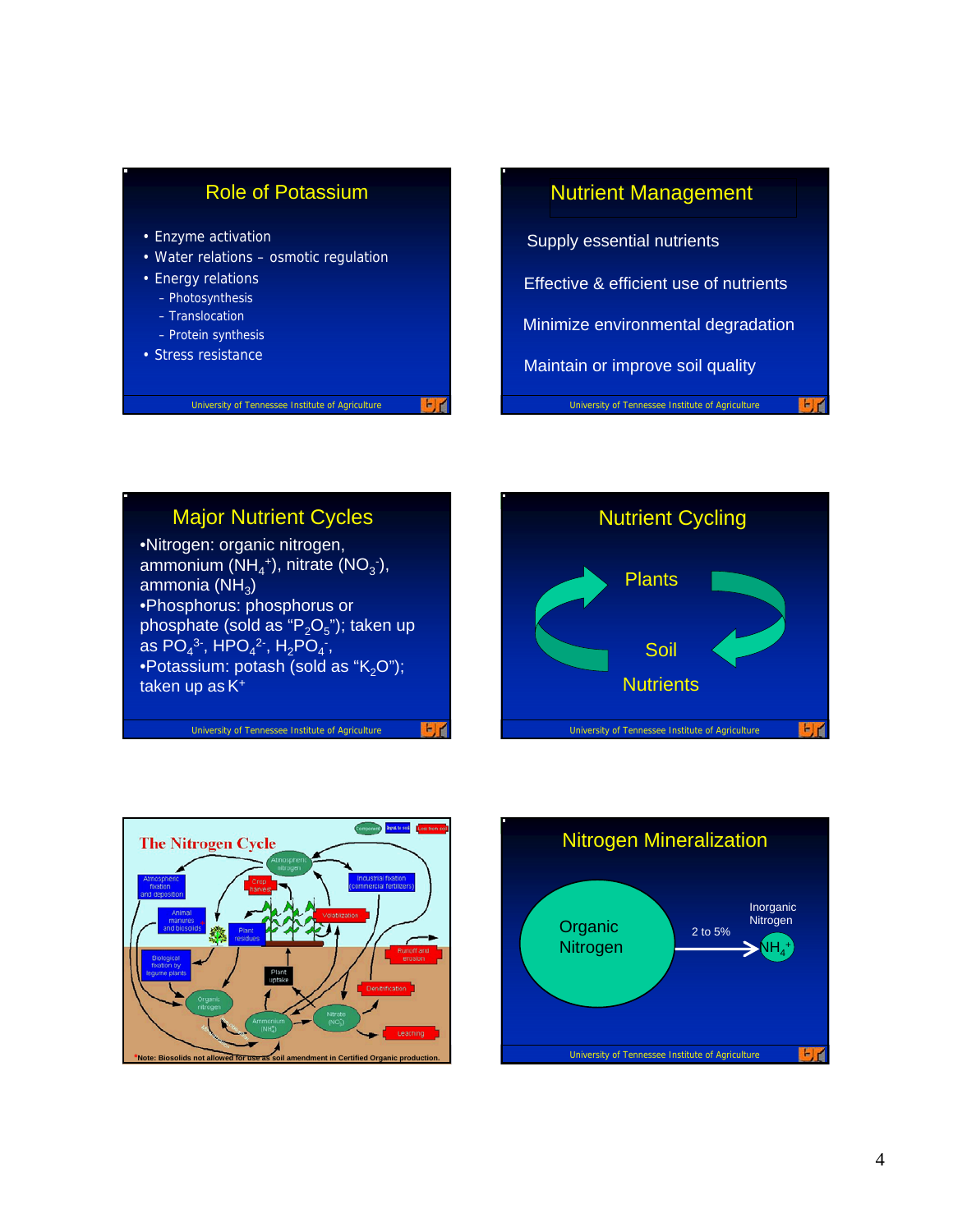## Role of Potassium

- Enzyme activation
- Water relations – osmotic regulation
- Energy relations
  - Photosynthesis
  - Translocation
  - Protein synthesis
- Stress resistance

## Nutrient Management

Supply essential nutrients

Effective & efficient use of nutrients

Minimize environmental degradation

Maintain or improve soil quality

## Major Nutrient Cycles

- Nitrogen: organic nitrogen, ammonium ($NH_4^+$), nitrate ($NO_3^-$), ammonia ($NH_3$)
- Phosphorus: phosphorus or phosphate (sold as "$P_2O_5$"); taken up as $PO_4^{3-}$, $HPO_4^{2-}$, $H_2PO_4^-$,
- Potassium: potash (sold as "$K_2O$"); taken up as $K^+$

## Nutrient Cycling

Plants

Soil

Nutrients

## The Nitrogen Cycle

Component | Input to soil | Loss from soil

Atmospheric nitrogen; Atmospheric fixation and deposition; Industrial fixation (commercial fertilizers); Crop harvest; Volatilization; Animal manures and biosolids; Plant residues; Runoff and erosion; Biological fixation by legume plants; Plant uptake; Denitrification; Organic nitrogen; Ammonium ($NH_4^+$); Nitrate ($NO_3^-$); Leaching

*Note: Biosolids not allowed for use as soil amendment in Certified Organic production.

## Nitrogen Mineralization

Organic Nitrogen → 2 to 5% → Inorganic Nitrogen $NH_4^+$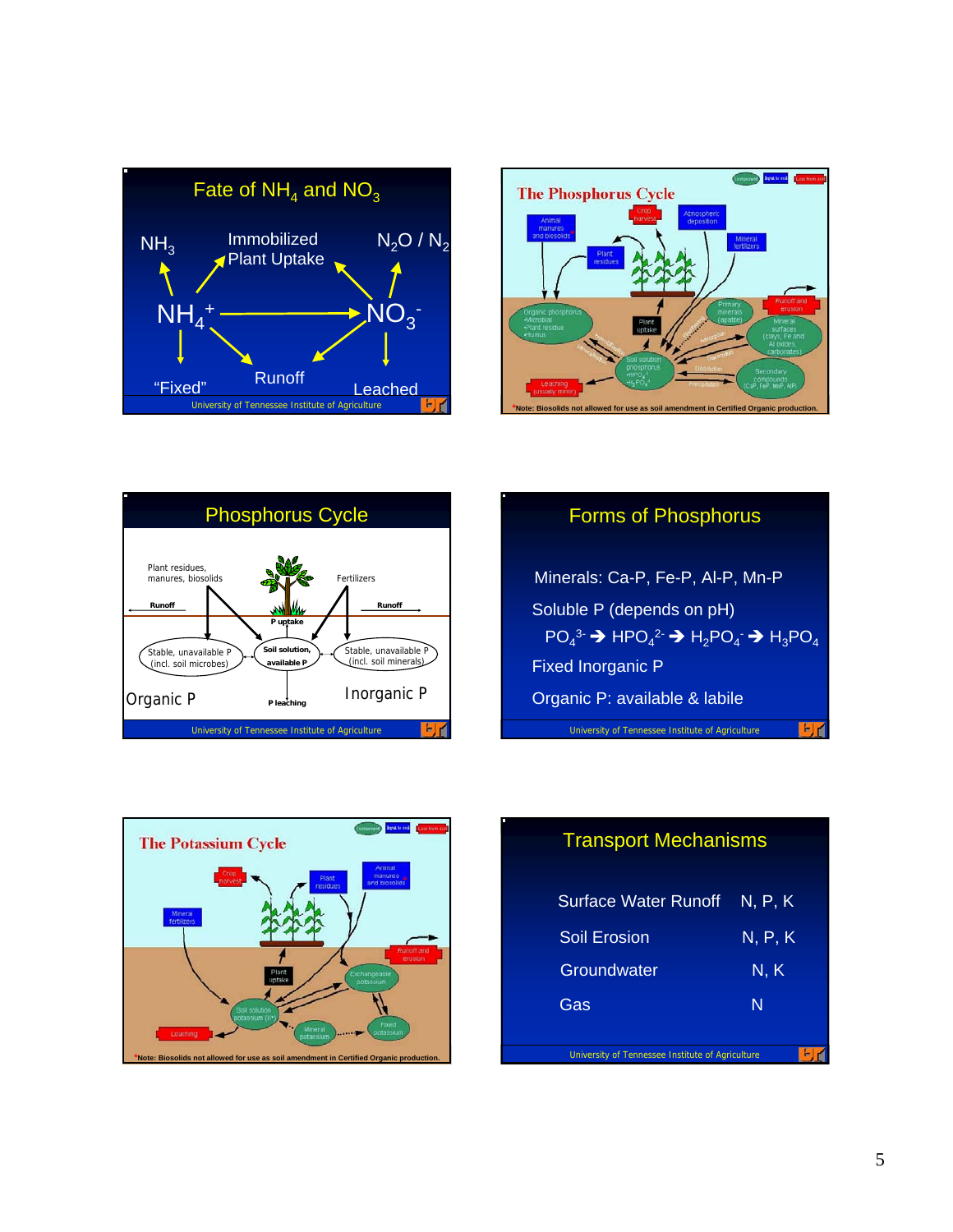## Fate of $NH_4$ and $NO_3$

$NH_3$

Immobilized
Plant Uptake

$N_2O$ / $N_2$

$NH_4^+$ → $NO_3^-$

"Fixed"

Runoff

Leached

## The Phosphorus Cycle

Animal manures and biosolids*

Crop harvest

Atmospheric deposition

Plant residues

Mineral fertilizers

Organic phosphorus
- Microbial
- Plant residue
- Humus

Plant uptake

Primary minerals (apatite)

Runoff and erosion

Mineral surfaces (clays, Fe and Al oxides, carbonates)

Soil solution phosphorus
- $HPO_4^{2-}$
- $H_2PO_4^-$

Secondary compounds ($CaP$, $FeP$, $MnP$, $AlP$)

Leaching (usually minor)

*Note: Biosolids not allowed for use as soil amendment in Certified Organic production.

## Phosphorus Cycle

Plant residues, manures, biosolids

Fertilizers

Runoff

Runoff

P uptake

Stable, unavailable P (incl. soil microbes)

Soil solution, available P

Stable, unavailable P (incl. soil minerals)

Organic P

P leaching

Inorganic P

## Forms of Phosphorus

Minerals: Ca-P, Fe-P, Al-P, Mn-P

Soluble P (depends on pH)

$PO_4^{3-}$ → $HPO_4^{2-}$ → $H_2PO_4^-$ → $H_3PO_4$

Fixed Inorganic P

Organic P: available & labile

## The Potassium Cycle

Crop harvest

Plant residues

Animal manures and biosolids*

Mineral fertilizers

Runoff and erosion

Plant uptake

Exchangeable potassium

Soil solution potassium ($K^+$)

Leaching

Mineral potassium

Fixed potassium

*Note: Biosolids not allowed for use as soil amendment in Certified Organic production.

## Transport Mechanisms

| | |
|---|---|
| Surface Water Runoff | N, P, K |
| Soil Erosion | N, P, K |
| Groundwater | N, K |
| Gas | N |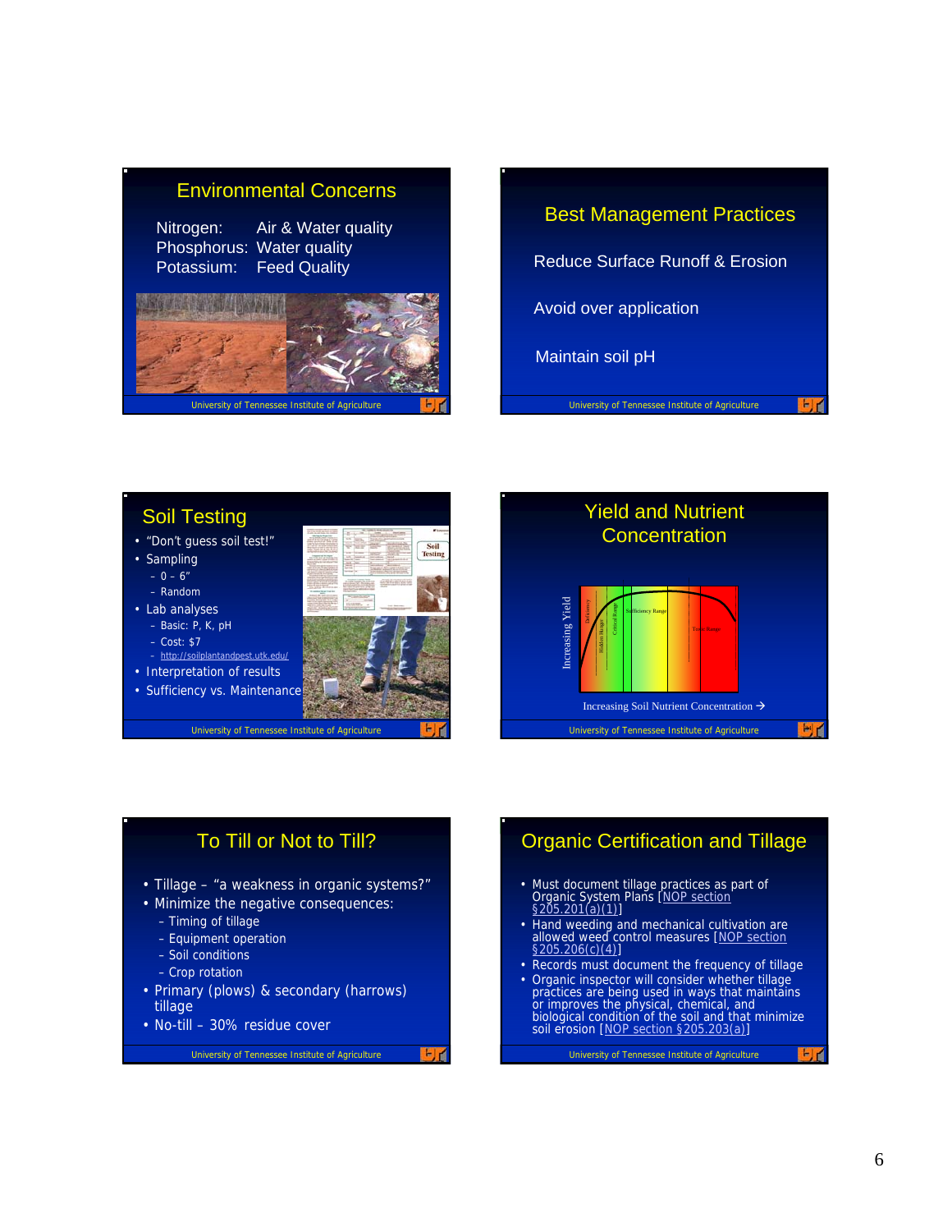## Environmental Concerns

Nitrogen: Air & Water quality
Phosphorus: Water quality
Potassium: Feed Quality

## Best Management Practices

Reduce Surface Runoff & Erosion

Avoid over application

Maintain soil pH

## Soil Testing

- "Don't guess soil test!"
- Sampling
  - 0 – 6"
  - Random
- Lab analyses
  - Basic: P, K, pH
  - Cost: $7
  - http://soilplantandpest.utk.edu/
- Interpretation of results
- Sufficiency vs. Maintenance

## Yield and Nutrient Concentration

Increasing Yield

Deficiency | Hidden Hunger | Critical Range | Sufficiency Range | Toxic Range

Increasing Soil Nutrient Concentration →

## To Till or Not to Till?

- Tillage – "a weakness in organic systems?"
- Minimize the negative consequences:
  - Timing of tillage
  - Equipment operation
  - Soil conditions
  - Crop rotation
- Primary (plows) & secondary (harrows) tillage
- No-till – 30% residue cover

## Organic Certification and Tillage

- Must document tillage practices as part of Organic System Plans [NOP section §205.201(a)(1)]
- Hand weeding and mechanical cultivation are allowed weed control measures [NOP section §205.206(c)(4)]
- Records must document the frequency of tillage
- Organic inspector will consider whether tillage practices are being used in ways that maintains or improves the physical, chemical, and biological condition of the soil and that minimize soil erosion [NOP section §205.203(a)]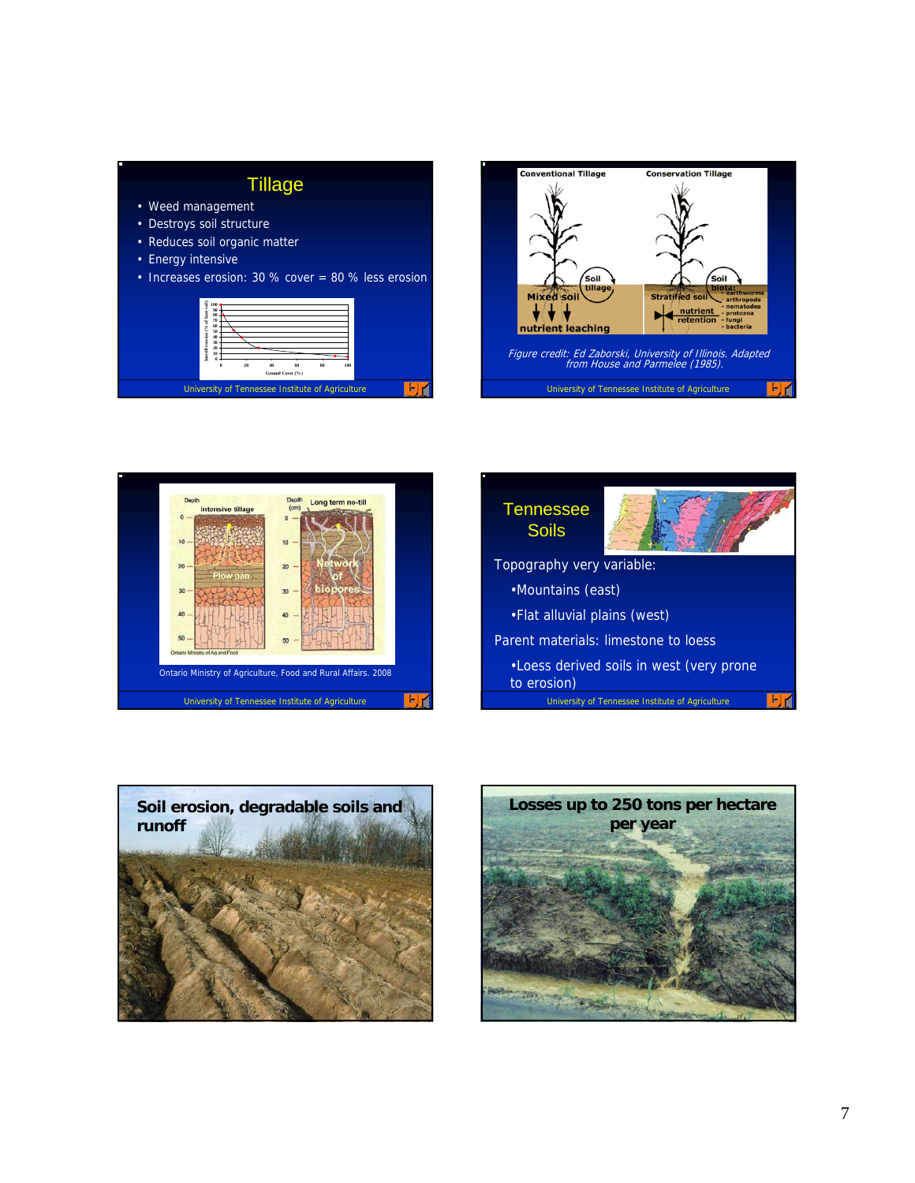## Tillage

- Weed management
- Destroys soil structure
- Reduces soil organic matter
- Energy intensive
- Increases erosion: 30 % cover = 80 % less erosion

Conventional Tillage — Conservation Tillage

Soil tillage — Mixed soil — nutrient leaching

Soil biota: earthworms, arthropods, nematodes, protozoa, fungi, bacteria — Stratified soil — nutrient retention

*Figure credit: Ed Zaborski, University of Illinois. Adapted from House and Parmelee (1985).*

Intensive tillage — Plow pan

Long term no-till — Network of biopores

Ontario Ministry of Agriculture, Food and Rural Affairs. 2008

## Tennessee Soils

Topography very variable:

- Mountains (east)
- Flat alluvial plains (west)

Parent materials: limestone to loess

- Loess derived soils in west (very prone to erosion)

## Soil erosion, degradable soils and runoff

## Losses up to 250 tons per hectare per year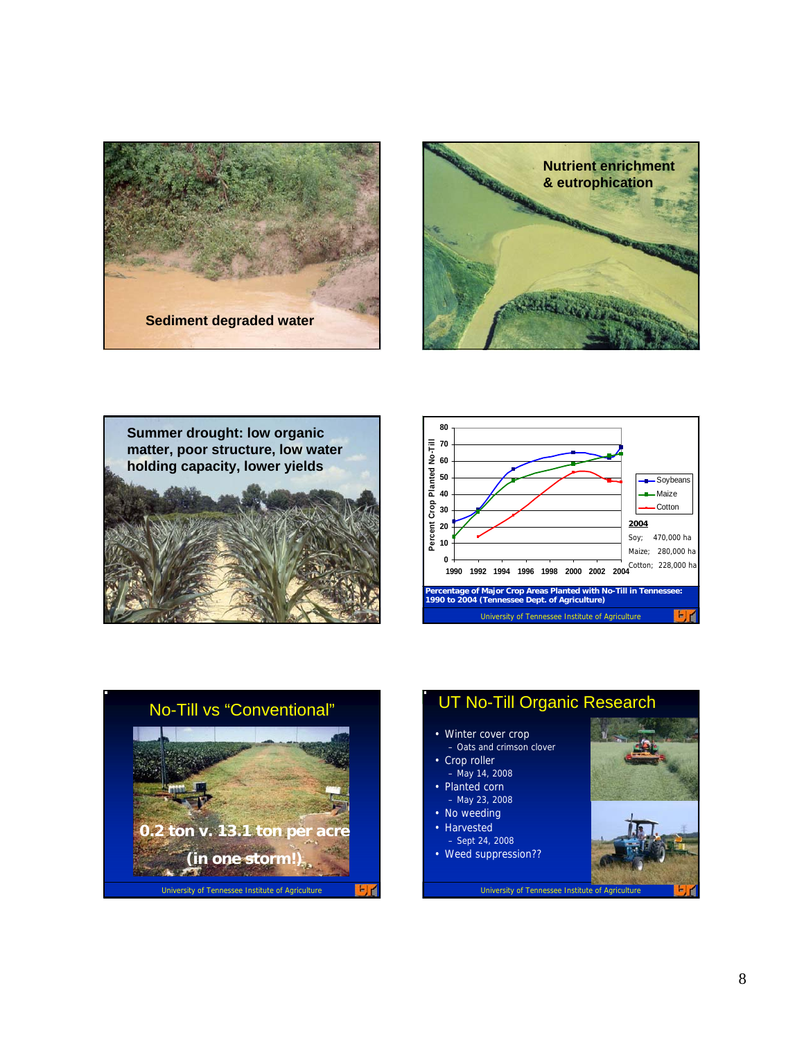Sediment degraded water

Nutrient enrichment & eutrophication

Summer drought: low organic matter, poor structure, low water holding capacity, lower yields

Percentage of Major Crop Areas Planted with No-Till in Tennessee: 1990 to 2004 (Tennessee Dept. of Agriculture)

2004

Soy; 470,000 ha

Maize; 280,000 ha

Cotton; 228,000 ha

University of Tennessee Institute of Agriculture

## No-Till vs "Conventional"

0.2 ton v. 13.1 ton per acre

(in one storm!)

University of Tennessee Institute of Agriculture

## UT No-Till Organic Research

- Winter cover crop
  - Oats and crimson clover
- Crop roller
  - May 14, 2008
- Planted corn
  - May 23, 2008
- No weeding
- Harvested
  - Sept 24, 2008
- Weed suppression??

University of Tennessee Institute of Agriculture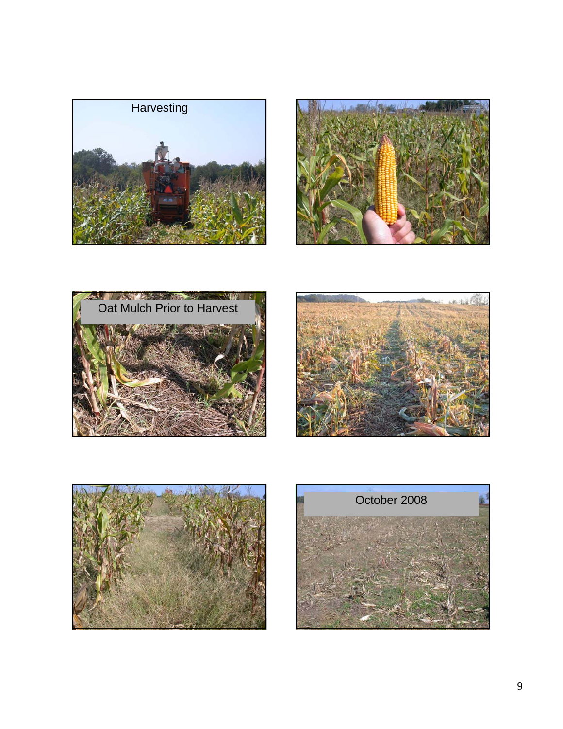Harvesting

Oat Mulch Prior to Harvest

October 2008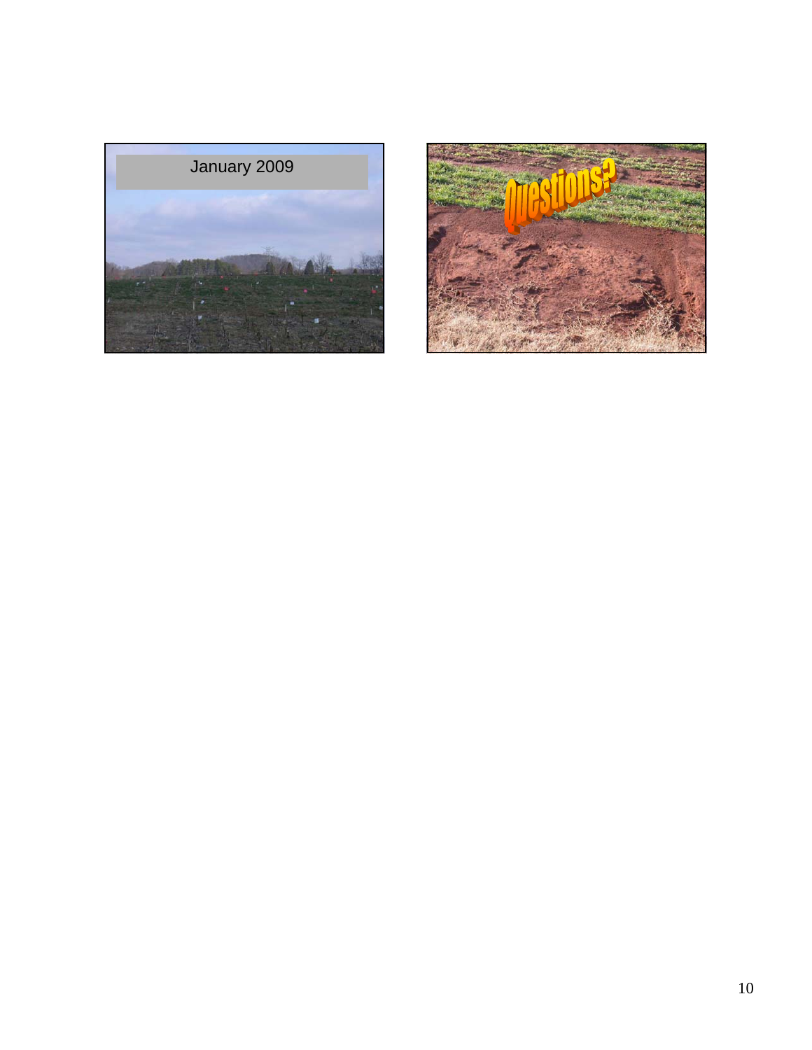January 2009

Questions?